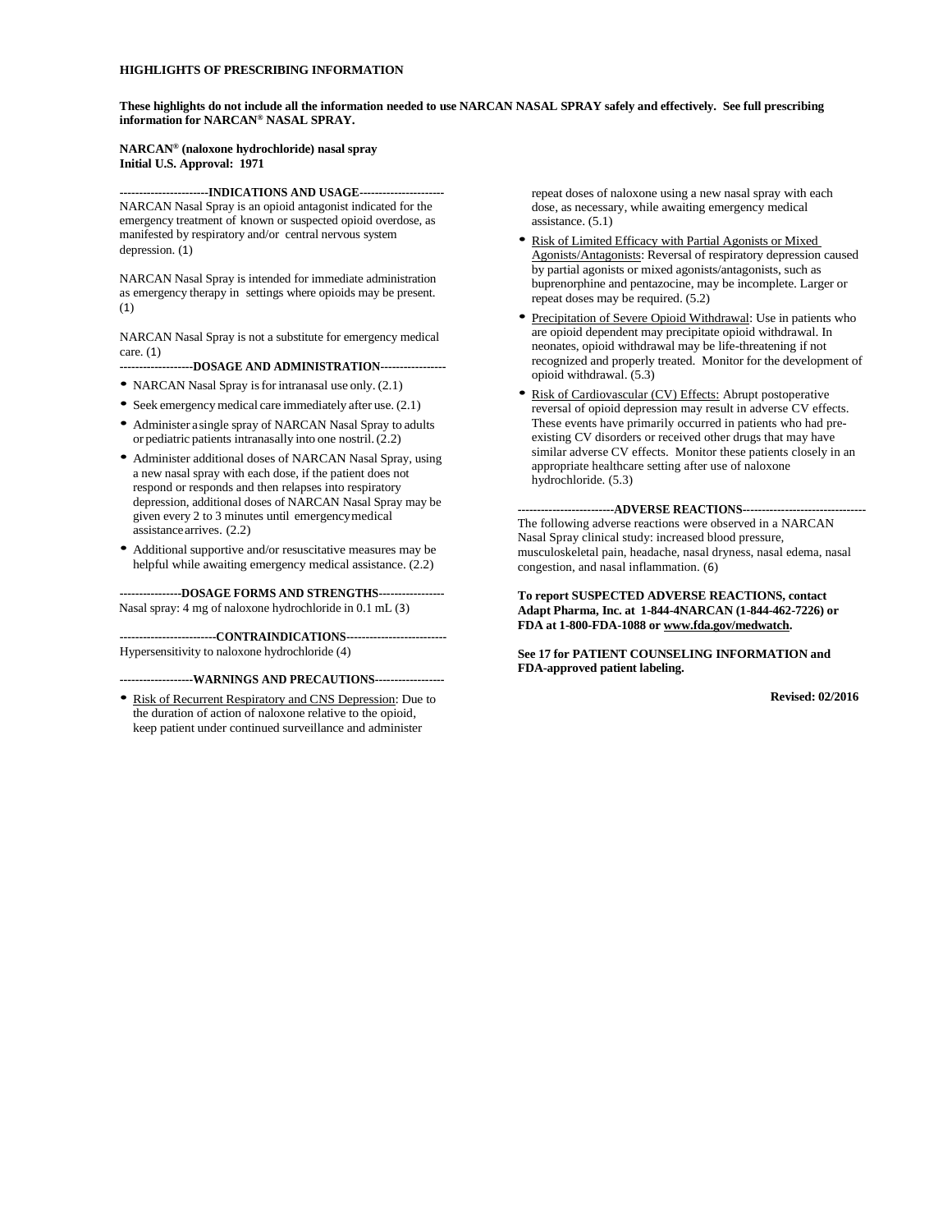**HIGHLIGHTS OF PRESCRIBING INFORMATION**

**These highlights do not include all the information needed to use NARCAN NASAL SPRAY safely and effectively. See full prescribing information for NARCAN® NASAL SPRAY.**

**NARCAN® (naloxone hydrochloride) nasal spray**
**Initial U.S. Approval: 1971**

## INDICATIONS AND USAGE

NARCAN Nasal Spray is an opioid antagonist indicated for the emergency treatment of known or suspected opioid overdose, as manifested by respiratory and/or central nervous system depression. (1)

NARCAN Nasal Spray is intended for immediate administration as emergency therapy in settings where opioids may be present. (1)

NARCAN Nasal Spray is not a substitute for emergency medical care. (1)

## DOSAGE AND ADMINISTRATION

- NARCAN Nasal Spray is for intranasal use only. (2.1)
- Seek emergency medical care immediately after use. (2.1)
- Administer a single spray of NARCAN Nasal Spray to adults or pediatric patients intranasally into one nostril. (2.2)
- Administer additional doses of NARCAN Nasal Spray, using a new nasal spray with each dose, if the patient does not respond or responds and then relapses into respiratory depression, additional doses of NARCAN Nasal Spray may be given every 2 to 3 minutes until emergency medical assistance arrives. (2.2)
- Additional supportive and/or resuscitative measures may be helpful while awaiting emergency medical assistance. (2.2)

## DOSAGE FORMS AND STRENGTHS

Nasal spray: 4 mg of naloxone hydrochloride in 0.1 mL (3)

## CONTRAINDICATIONS

Hypersensitivity to naloxone hydrochloride (4)

## WARNINGS AND PRECAUTIONS

- Risk of Recurrent Respiratory and CNS Depression: Due to the duration of action of naloxone relative to the opioid, keep patient under continued surveillance and administer repeat doses of naloxone using a new nasal spray with each dose, as necessary, while awaiting emergency medical assistance. (5.1)
- Risk of Limited Efficacy with Partial Agonists or Mixed Agonists/Antagonists: Reversal of respiratory depression caused by partial agonists or mixed agonists/antagonists, such as buprenorphine and pentazocine, may be incomplete. Larger or repeat doses may be required. (5.2)
- Precipitation of Severe Opioid Withdrawal: Use in patients who are opioid dependent may precipitate opioid withdrawal. In neonates, opioid withdrawal may be life-threatening if not recognized and properly treated. Monitor for the development of opioid withdrawal. (5.3)
- Risk of Cardiovascular (CV) Effects: Abrupt postoperative reversal of opioid depression may result in adverse CV effects. These events have primarily occurred in patients who had pre-existing CV disorders or received other drugs that may have similar adverse CV effects. Monitor these patients closely in an appropriate healthcare setting after use of naloxone hydrochloride. (5.3)

## ADVERSE REACTIONS

The following adverse reactions were observed in a NARCAN Nasal Spray clinical study: increased blood pressure, musculoskeletal pain, headache, nasal dryness, nasal edema, nasal congestion, and nasal inflammation. (6)

**To report SUSPECTED ADVERSE REACTIONS, contact Adapt Pharma, Inc. at 1-844-4NARCAN (1-844-462-7226) or FDA at 1-800-FDA-1088 or www.fda.gov/medwatch.**

**See 17 for PATIENT COUNSELING INFORMATION and FDA-approved patient labeling.**

**Revised: 02/2016**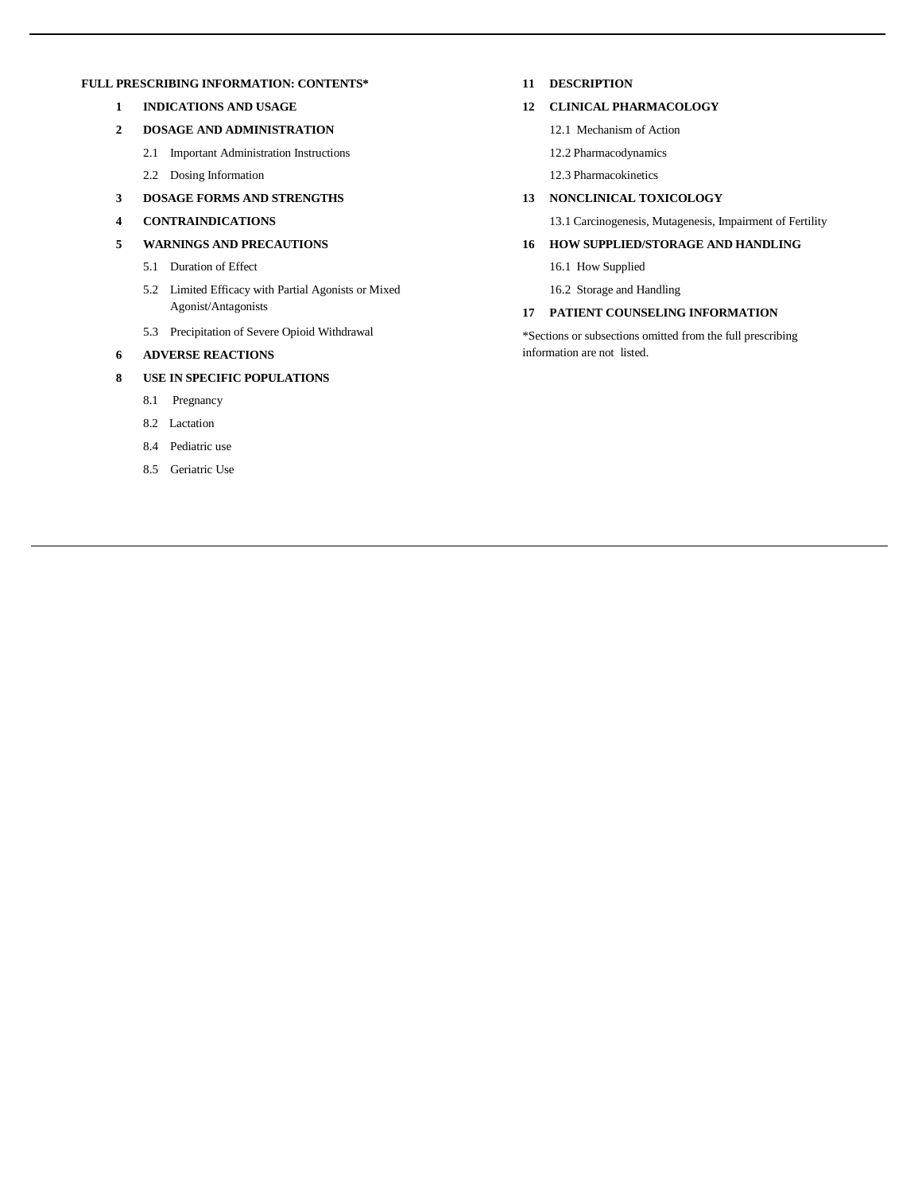**FULL PRESCRIBING INFORMATION: CONTENTS***

**1 INDICATIONS AND USAGE**

**2 DOSAGE AND ADMINISTRATION**

2.1 Important Administration Instructions

2.2 Dosing Information

**3 DOSAGE FORMS AND STRENGTHS**

**4 CONTRAINDICATIONS**

**5 WARNINGS AND PRECAUTIONS**

5.1 Duration of Effect

5.2 Limited Efficacy with Partial Agonists or Mixed Agonist/Antagonists

5.3 Precipitation of Severe Opioid Withdrawal

**6 ADVERSE REACTIONS**

**8 USE IN SPECIFIC POPULATIONS**

8.1 Pregnancy

8.2 Lactation

8.4 Pediatric use

8.5 Geriatric Use

**11 DESCRIPTION**

**12 CLINICAL PHARMACOLOGY**

12.1 Mechanism of Action

12.2 Pharmacodynamics

12.3 Pharmacokinetics

**13 NONCLINICAL TOXICOLOGY**

13.1 Carcinogenesis, Mutagenesis, Impairment of Fertility

**16 HOW SUPPLIED/STORAGE AND HANDLING**

16.1 How Supplied

16.2 Storage and Handling

**17 PATIENT COUNSELING INFORMATION**

*Sections or subsections omitted from the full prescribing information are not listed.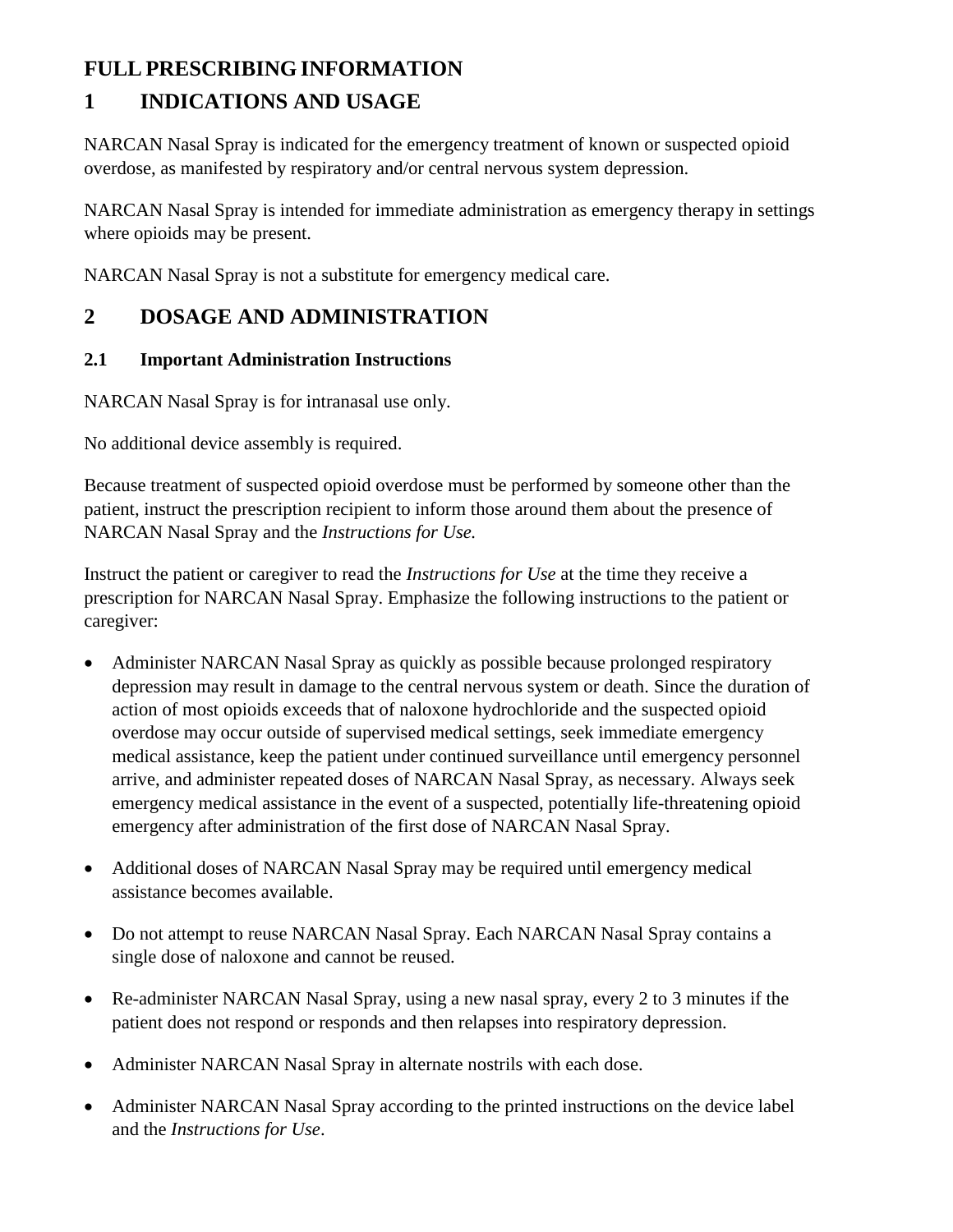# FULL PRESCRIBING INFORMATION

## 1 INDICATIONS AND USAGE

NARCAN Nasal Spray is indicated for the emergency treatment of known or suspected opioid overdose, as manifested by respiratory and/or central nervous system depression.

NARCAN Nasal Spray is intended for immediate administration as emergency therapy in settings where opioids may be present.

NARCAN Nasal Spray is not a substitute for emergency medical care.

## 2 DOSAGE AND ADMINISTRATION

### 2.1 Important Administration Instructions

NARCAN Nasal Spray is for intranasal use only.

No additional device assembly is required.

Because treatment of suspected opioid overdose must be performed by someone other than the patient, instruct the prescription recipient to inform those around them about the presence of NARCAN Nasal Spray and the *Instructions for Use.*

Instruct the patient or caregiver to read the *Instructions for Use* at the time they receive a prescription for NARCAN Nasal Spray. Emphasize the following instructions to the patient or caregiver:

- Administer NARCAN Nasal Spray as quickly as possible because prolonged respiratory depression may result in damage to the central nervous system or death. Since the duration of action of most opioids exceeds that of naloxone hydrochloride and the suspected opioid overdose may occur outside of supervised medical settings, seek immediate emergency medical assistance, keep the patient under continued surveillance until emergency personnel arrive, and administer repeated doses of NARCAN Nasal Spray, as necessary. Always seek emergency medical assistance in the event of a suspected, potentially life-threatening opioid emergency after administration of the first dose of NARCAN Nasal Spray.
- Additional doses of NARCAN Nasal Spray may be required until emergency medical assistance becomes available.
- Do not attempt to reuse NARCAN Nasal Spray. Each NARCAN Nasal Spray contains a single dose of naloxone and cannot be reused.
- Re-administer NARCAN Nasal Spray, using a new nasal spray, every 2 to 3 minutes if the patient does not respond or responds and then relapses into respiratory depression.
- Administer NARCAN Nasal Spray in alternate nostrils with each dose.
- Administer NARCAN Nasal Spray according to the printed instructions on the device label and the *Instructions for Use*.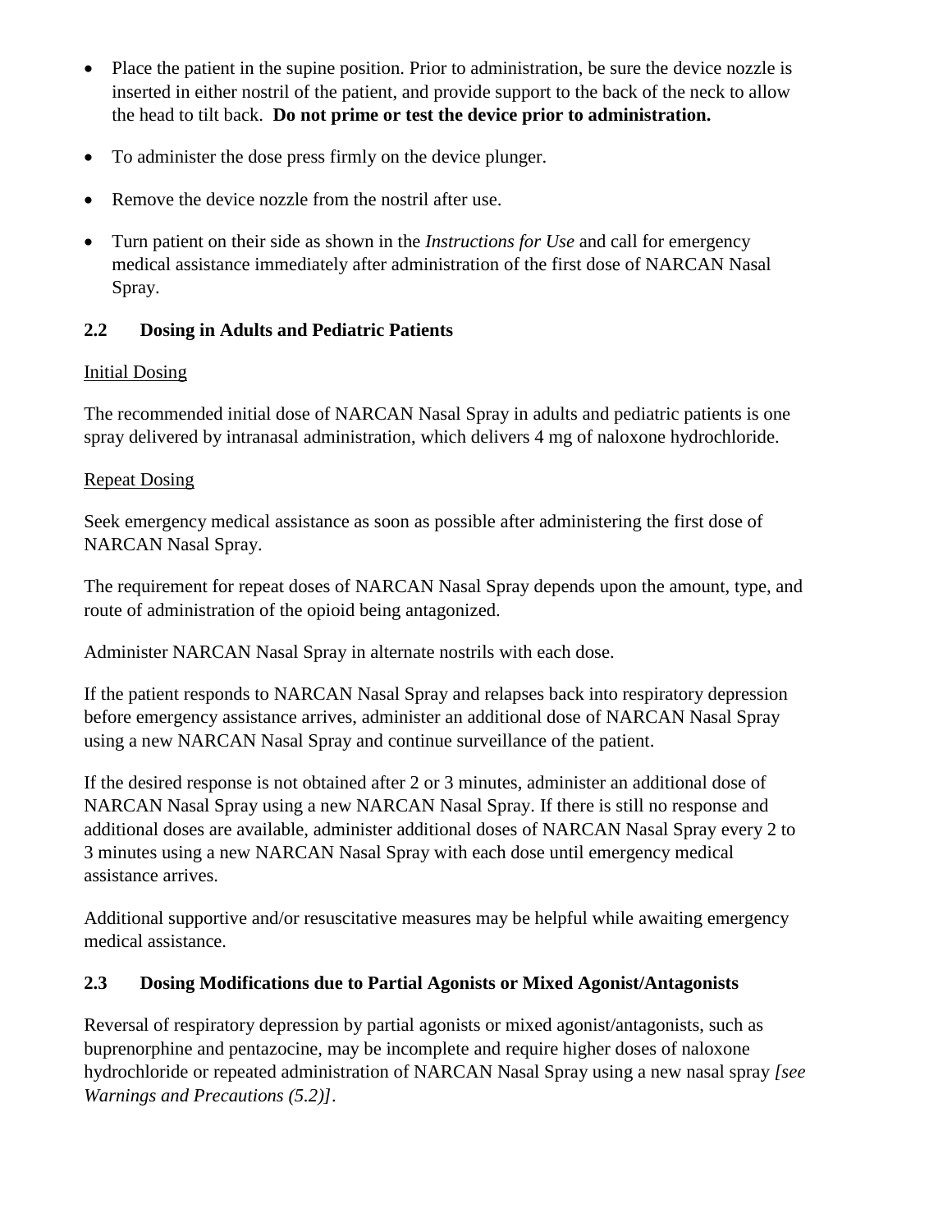- Place the patient in the supine position. Prior to administration, be sure the device nozzle is inserted in either nostril of the patient, and provide support to the back of the neck to allow the head to tilt back. **Do not prime or test the device prior to administration.**
- To administer the dose press firmly on the device plunger.
- Remove the device nozzle from the nostril after use.
- Turn patient on their side as shown in the *Instructions for Use* and call for emergency medical assistance immediately after administration of the first dose of NARCAN Nasal Spray.

## 2.2 Dosing in Adults and Pediatric Patients

Initial Dosing

The recommended initial dose of NARCAN Nasal Spray in adults and pediatric patients is one spray delivered by intranasal administration, which delivers 4 mg of naloxone hydrochloride.

Repeat Dosing

Seek emergency medical assistance as soon as possible after administering the first dose of NARCAN Nasal Spray.

The requirement for repeat doses of NARCAN Nasal Spray depends upon the amount, type, and route of administration of the opioid being antagonized.

Administer NARCAN Nasal Spray in alternate nostrils with each dose.

If the patient responds to NARCAN Nasal Spray and relapses back into respiratory depression before emergency assistance arrives, administer an additional dose of NARCAN Nasal Spray using a new NARCAN Nasal Spray and continue surveillance of the patient.

If the desired response is not obtained after 2 or 3 minutes, administer an additional dose of NARCAN Nasal Spray using a new NARCAN Nasal Spray. If there is still no response and additional doses are available, administer additional doses of NARCAN Nasal Spray every 2 to 3 minutes using a new NARCAN Nasal Spray with each dose until emergency medical assistance arrives.

Additional supportive and/or resuscitative measures may be helpful while awaiting emergency medical assistance.

## 2.3 Dosing Modifications due to Partial Agonists or Mixed Agonist/Antagonists

Reversal of respiratory depression by partial agonists or mixed agonist/antagonists, such as buprenorphine and pentazocine, may be incomplete and require higher doses of naloxone hydrochloride or repeated administration of NARCAN Nasal Spray using a new nasal spray *[see Warnings and Precautions (5.2)]*.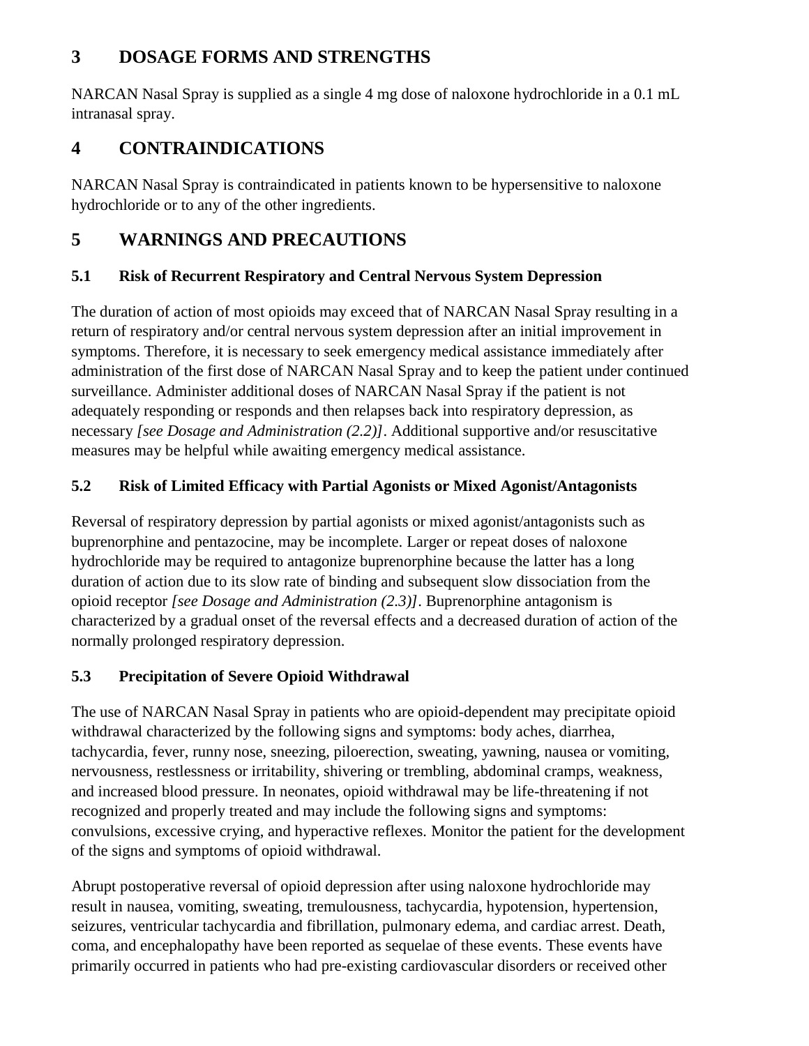## 3 DOSAGE FORMS AND STRENGTHS

NARCAN Nasal Spray is supplied as a single 4 mg dose of naloxone hydrochloride in a 0.1 mL intranasal spray.

## 4 CONTRAINDICATIONS

NARCAN Nasal Spray is contraindicated in patients known to be hypersensitive to naloxone hydrochloride or to any of the other ingredients.

## 5 WARNINGS AND PRECAUTIONS

### 5.1 Risk of Recurrent Respiratory and Central Nervous System Depression

The duration of action of most opioids may exceed that of NARCAN Nasal Spray resulting in a return of respiratory and/or central nervous system depression after an initial improvement in symptoms. Therefore, it is necessary to seek emergency medical assistance immediately after administration of the first dose of NARCAN Nasal Spray and to keep the patient under continued surveillance. Administer additional doses of NARCAN Nasal Spray if the patient is not adequately responding or responds and then relapses back into respiratory depression, as necessary *[see Dosage and Administration (2.2)]*. Additional supportive and/or resuscitative measures may be helpful while awaiting emergency medical assistance.

### 5.2 Risk of Limited Efficacy with Partial Agonists or Mixed Agonist/Antagonists

Reversal of respiratory depression by partial agonists or mixed agonist/antagonists such as buprenorphine and pentazocine, may be incomplete. Larger or repeat doses of naloxone hydrochloride may be required to antagonize buprenorphine because the latter has a long duration of action due to its slow rate of binding and subsequent slow dissociation from the opioid receptor *[see Dosage and Administration (2.3)]*. Buprenorphine antagonism is characterized by a gradual onset of the reversal effects and a decreased duration of action of the normally prolonged respiratory depression.

### 5.3 Precipitation of Severe Opioid Withdrawal

The use of NARCAN Nasal Spray in patients who are opioid-dependent may precipitate opioid withdrawal characterized by the following signs and symptoms: body aches, diarrhea, tachycardia, fever, runny nose, sneezing, piloerection, sweating, yawning, nausea or vomiting, nervousness, restlessness or irritability, shivering or trembling, abdominal cramps, weakness, and increased blood pressure. In neonates, opioid withdrawal may be life-threatening if not recognized and properly treated and may include the following signs and symptoms: convulsions, excessive crying, and hyperactive reflexes. Monitor the patient for the development of the signs and symptoms of opioid withdrawal.

Abrupt postoperative reversal of opioid depression after using naloxone hydrochloride may result in nausea, vomiting, sweating, tremulousness, tachycardia, hypotension, hypertension, seizures, ventricular tachycardia and fibrillation, pulmonary edema, and cardiac arrest. Death, coma, and encephalopathy have been reported as sequelae of these events. These events have primarily occurred in patients who had pre-existing cardiovascular disorders or received other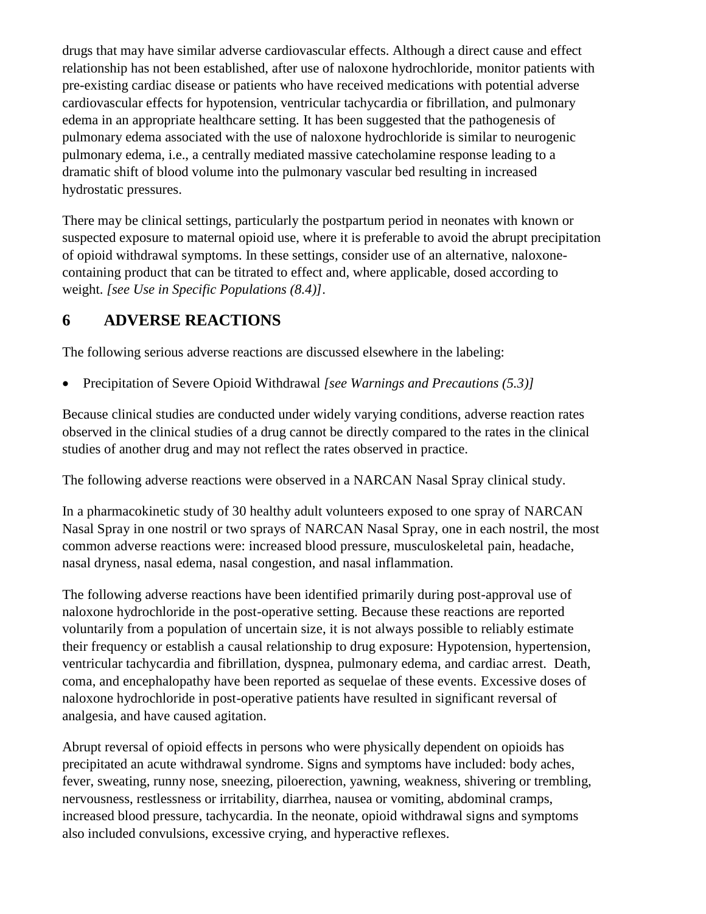drugs that may have similar adverse cardiovascular effects. Although a direct cause and effect relationship has not been established, after use of naloxone hydrochloride, monitor patients with pre-existing cardiac disease or patients who have received medications with potential adverse cardiovascular effects for hypotension, ventricular tachycardia or fibrillation, and pulmonary edema in an appropriate healthcare setting. It has been suggested that the pathogenesis of pulmonary edema associated with the use of naloxone hydrochloride is similar to neurogenic pulmonary edema, i.e., a centrally mediated massive catecholamine response leading to a dramatic shift of blood volume into the pulmonary vascular bed resulting in increased hydrostatic pressures.

There may be clinical settings, particularly the postpartum period in neonates with known or suspected exposure to maternal opioid use, where it is preferable to avoid the abrupt precipitation of opioid withdrawal symptoms. In these settings, consider use of an alternative, naloxone-containing product that can be titrated to effect and, where applicable, dosed according to weight. *[see Use in Specific Populations (8.4)]*.

## 6 ADVERSE REACTIONS

The following serious adverse reactions are discussed elsewhere in the labeling:

- Precipitation of Severe Opioid Withdrawal *[see Warnings and Precautions (5.3)]*

Because clinical studies are conducted under widely varying conditions, adverse reaction rates observed in the clinical studies of a drug cannot be directly compared to the rates in the clinical studies of another drug and may not reflect the rates observed in practice.

The following adverse reactions were observed in a NARCAN Nasal Spray clinical study.

In a pharmacokinetic study of 30 healthy adult volunteers exposed to one spray of NARCAN Nasal Spray in one nostril or two sprays of NARCAN Nasal Spray, one in each nostril, the most common adverse reactions were: increased blood pressure, musculoskeletal pain, headache, nasal dryness, nasal edema, nasal congestion, and nasal inflammation.

The following adverse reactions have been identified primarily during post-approval use of naloxone hydrochloride in the post-operative setting. Because these reactions are reported voluntarily from a population of uncertain size, it is not always possible to reliably estimate their frequency or establish a causal relationship to drug exposure: Hypotension, hypertension, ventricular tachycardia and fibrillation, dyspnea, pulmonary edema, and cardiac arrest. Death, coma, and encephalopathy have been reported as sequelae of these events. Excessive doses of naloxone hydrochloride in post-operative patients have resulted in significant reversal of analgesia, and have caused agitation.

Abrupt reversal of opioid effects in persons who were physically dependent on opioids has precipitated an acute withdrawal syndrome. Signs and symptoms have included: body aches, fever, sweating, runny nose, sneezing, piloerection, yawning, weakness, shivering or trembling, nervousness, restlessness or irritability, diarrhea, nausea or vomiting, abdominal cramps, increased blood pressure, tachycardia. In the neonate, opioid withdrawal signs and symptoms also included convulsions, excessive crying, and hyperactive reflexes.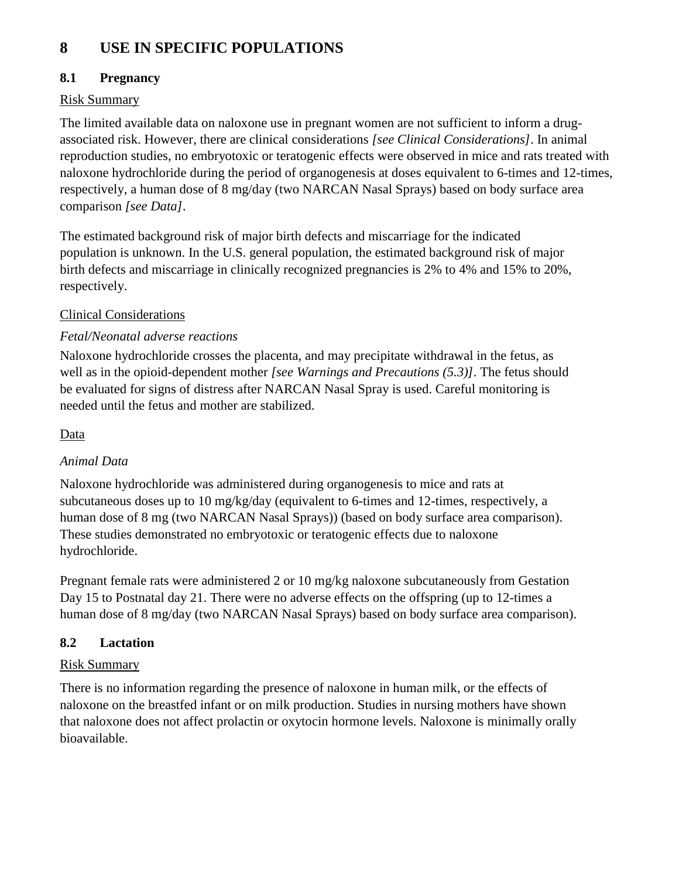# 8 USE IN SPECIFIC POPULATIONS

## 8.1 Pregnancy

Risk Summary

The limited available data on naloxone use in pregnant women are not sufficient to inform a drug-associated risk. However, there are clinical considerations *[see Clinical Considerations]*. In animal reproduction studies, no embryotoxic or teratogenic effects were observed in mice and rats treated with naloxone hydrochloride during the period of organogenesis at doses equivalent to 6-times and 12-times, respectively, a human dose of 8 mg/day (two NARCAN Nasal Sprays) based on body surface area comparison *[see Data]*.

The estimated background risk of major birth defects and miscarriage for the indicated population is unknown. In the U.S. general population, the estimated background risk of major birth defects and miscarriage in clinically recognized pregnancies is 2% to 4% and 15% to 20%, respectively.

Clinical Considerations

*Fetal/Neonatal adverse reactions*

Naloxone hydrochloride crosses the placenta, and may precipitate withdrawal in the fetus, as well as in the opioid-dependent mother *[see Warnings and Precautions (5.3)]*. The fetus should be evaluated for signs of distress after NARCAN Nasal Spray is used. Careful monitoring is needed until the fetus and mother are stabilized.

Data

*Animal Data*

Naloxone hydrochloride was administered during organogenesis to mice and rats at subcutaneous doses up to 10 mg/kg/day (equivalent to 6-times and 12-times, respectively, a human dose of 8 mg (two NARCAN Nasal Sprays)) (based on body surface area comparison). These studies demonstrated no embryotoxic or teratogenic effects due to naloxone hydrochloride.

Pregnant female rats were administered 2 or 10 mg/kg naloxone subcutaneously from Gestation Day 15 to Postnatal day 21. There were no adverse effects on the offspring (up to 12-times a human dose of 8 mg/day (two NARCAN Nasal Sprays) based on body surface area comparison).

## 8.2 Lactation

Risk Summary

There is no information regarding the presence of naloxone in human milk, or the effects of naloxone on the breastfed infant or on milk production. Studies in nursing mothers have shown that naloxone does not affect prolactin or oxytocin hormone levels. Naloxone is minimally orally bioavailable.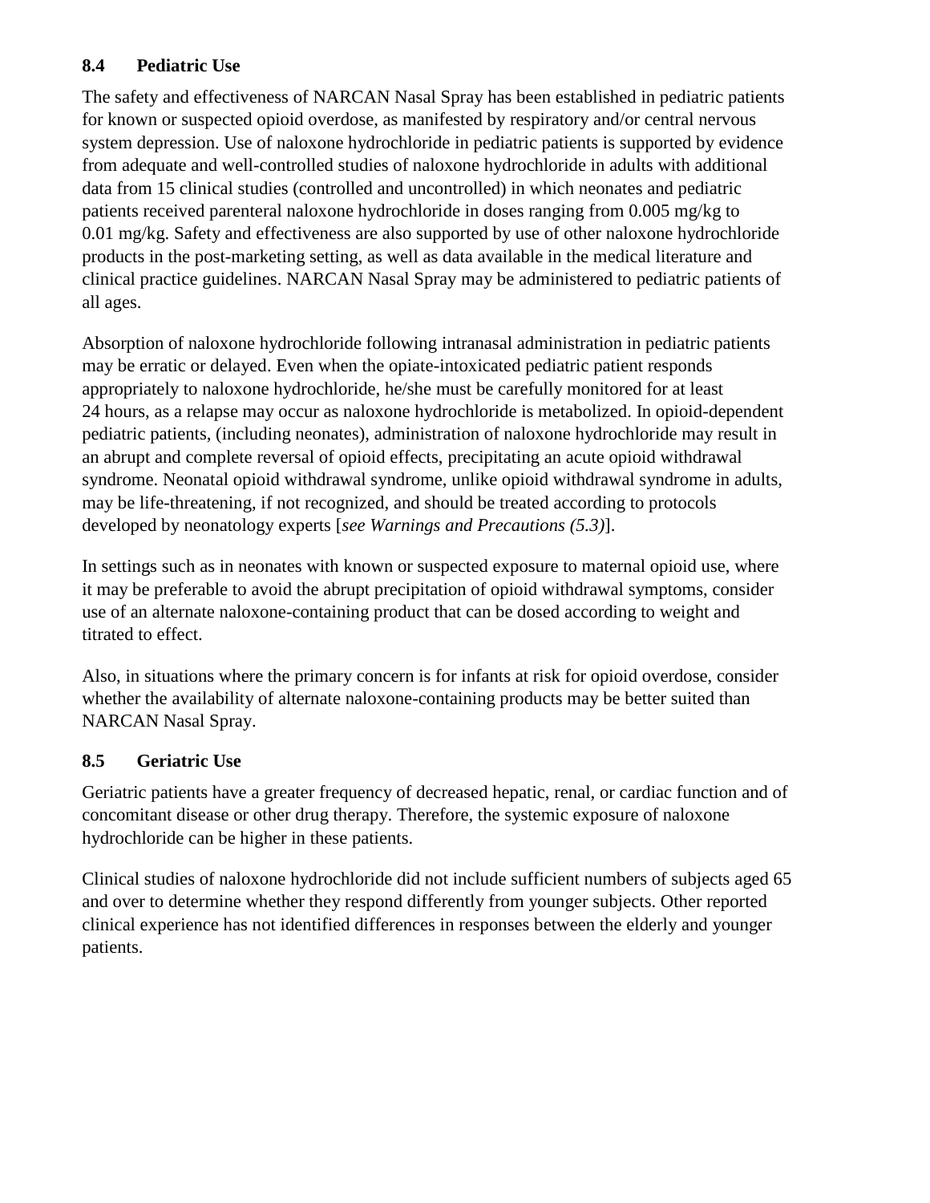### 8.4 Pediatric Use

The safety and effectiveness of NARCAN Nasal Spray has been established in pediatric patients for known or suspected opioid overdose, as manifested by respiratory and/or central nervous system depression. Use of naloxone hydrochloride in pediatric patients is supported by evidence from adequate and well-controlled studies of naloxone hydrochloride in adults with additional data from 15 clinical studies (controlled and uncontrolled) in which neonates and pediatric patients received parenteral naloxone hydrochloride in doses ranging from 0.005 mg/kg to 0.01 mg/kg. Safety and effectiveness are also supported by use of other naloxone hydrochloride products in the post-marketing setting, as well as data available in the medical literature and clinical practice guidelines. NARCAN Nasal Spray may be administered to pediatric patients of all ages.

Absorption of naloxone hydrochloride following intranasal administration in pediatric patients may be erratic or delayed. Even when the opiate-intoxicated pediatric patient responds appropriately to naloxone hydrochloride, he/she must be carefully monitored for at least 24 hours, as a relapse may occur as naloxone hydrochloride is metabolized. In opioid-dependent pediatric patients, (including neonates), administration of naloxone hydrochloride may result in an abrupt and complete reversal of opioid effects, precipitating an acute opioid withdrawal syndrome. Neonatal opioid withdrawal syndrome, unlike opioid withdrawal syndrome in adults, may be life-threatening, if not recognized, and should be treated according to protocols developed by neonatology experts [*see Warnings and Precautions (5.3)*].

In settings such as in neonates with known or suspected exposure to maternal opioid use, where it may be preferable to avoid the abrupt precipitation of opioid withdrawal symptoms, consider use of an alternate naloxone-containing product that can be dosed according to weight and titrated to effect.

Also, in situations where the primary concern is for infants at risk for opioid overdose, consider whether the availability of alternate naloxone-containing products may be better suited than NARCAN Nasal Spray.

### 8.5 Geriatric Use

Geriatric patients have a greater frequency of decreased hepatic, renal, or cardiac function and of concomitant disease or other drug therapy. Therefore, the systemic exposure of naloxone hydrochloride can be higher in these patients.

Clinical studies of naloxone hydrochloride did not include sufficient numbers of subjects aged 65 and over to determine whether they respond differently from younger subjects. Other reported clinical experience has not identified differences in responses between the elderly and younger patients.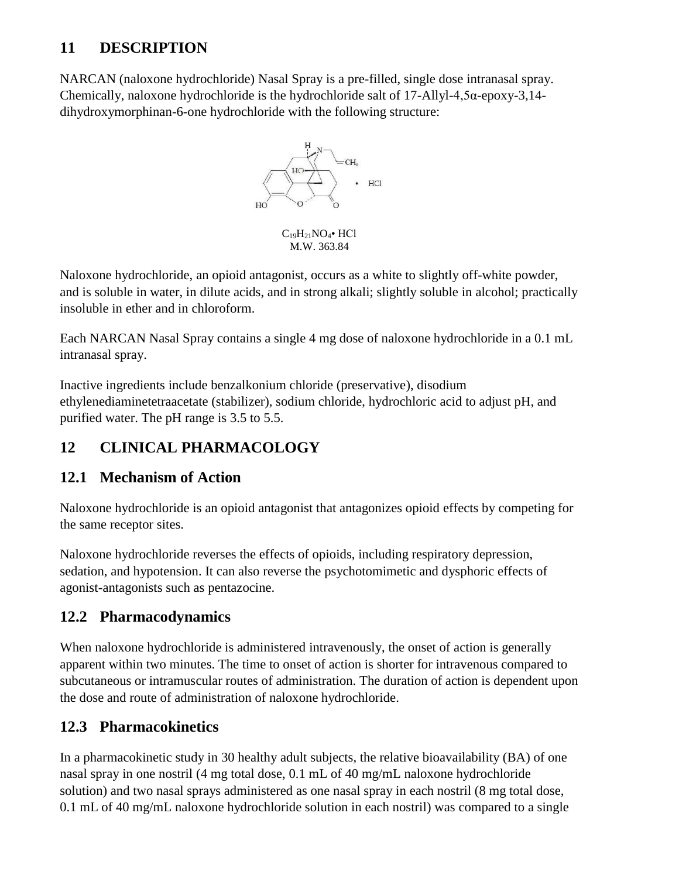## 11 DESCRIPTION

NARCAN (naloxone hydrochloride) Nasal Spray is a pre-filled, single dose intranasal spray. Chemically, naloxone hydrochloride is the hydrochloride salt of 17-Allyl-4,5α-epoxy-3,14-dihydroxymorphinan-6-one hydrochloride with the following structure:

$C_{19}H_{21}NO_4$• HCl
M.W. 363.84

Naloxone hydrochloride, an opioid antagonist, occurs as a white to slightly off-white powder, and is soluble in water, in dilute acids, and in strong alkali; slightly soluble in alcohol; practically insoluble in ether and in chloroform.

Each NARCAN Nasal Spray contains a single 4 mg dose of naloxone hydrochloride in a 0.1 mL intranasal spray.

Inactive ingredients include benzalkonium chloride (preservative), disodium ethylenediaminetetraacetate (stabilizer), sodium chloride, hydrochloric acid to adjust pH, and purified water. The pH range is 3.5 to 5.5.

## 12 CLINICAL PHARMACOLOGY

### 12.1 Mechanism of Action

Naloxone hydrochloride is an opioid antagonist that antagonizes opioid effects by competing for the same receptor sites.

Naloxone hydrochloride reverses the effects of opioids, including respiratory depression, sedation, and hypotension. It can also reverse the psychotomimetic and dysphoric effects of agonist-antagonists such as pentazocine.

### 12.2 Pharmacodynamics

When naloxone hydrochloride is administered intravenously, the onset of action is generally apparent within two minutes. The time to onset of action is shorter for intravenous compared to subcutaneous or intramuscular routes of administration. The duration of action is dependent upon the dose and route of administration of naloxone hydrochloride.

### 12.3 Pharmacokinetics

In a pharmacokinetic study in 30 healthy adult subjects, the relative bioavailability (BA) of one nasal spray in one nostril (4 mg total dose, 0.1 mL of 40 mg/mL naloxone hydrochloride solution) and two nasal sprays administered as one nasal spray in each nostril (8 mg total dose, 0.1 mL of 40 mg/mL naloxone hydrochloride solution in each nostril) was compared to a single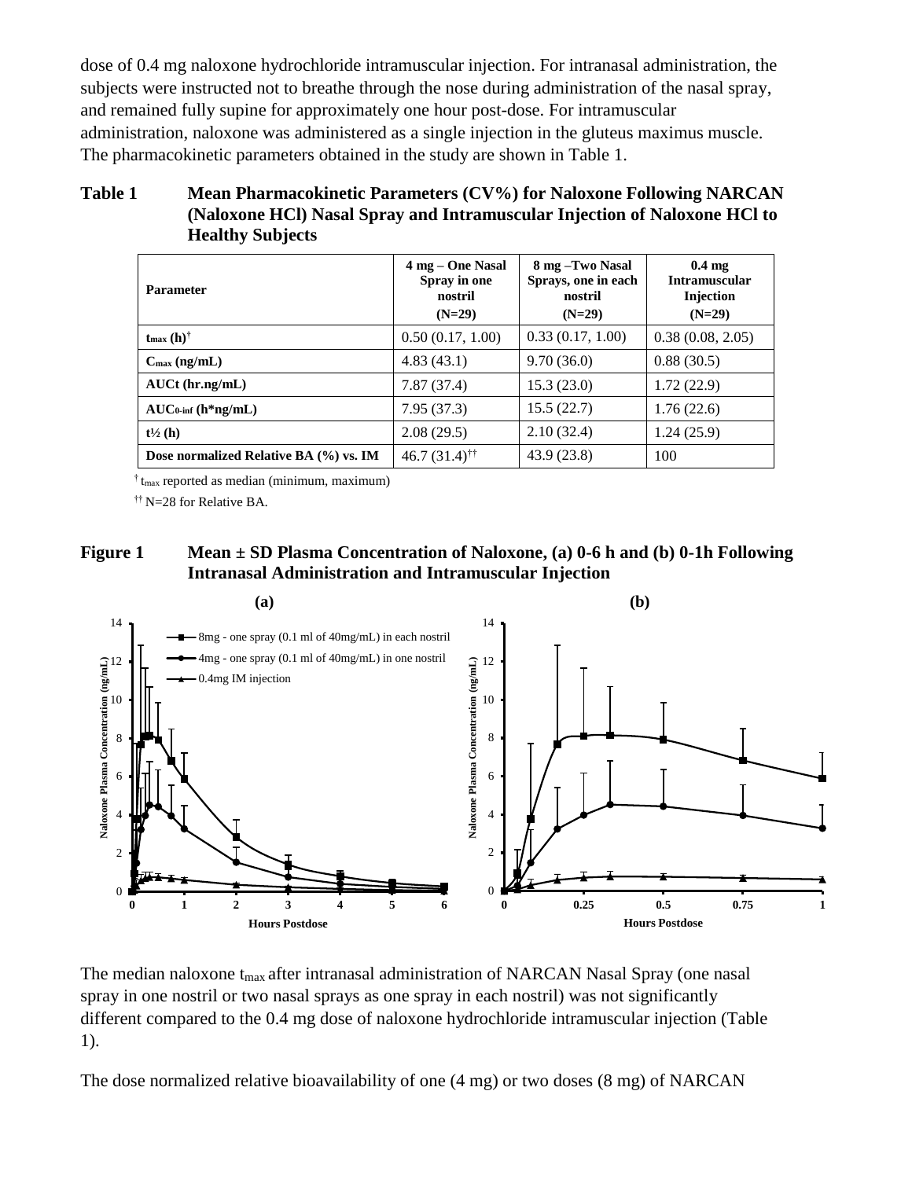dose of 0.4 mg naloxone hydrochloride intramuscular injection. For intranasal administration, the subjects were instructed not to breathe through the nose during administration of the nasal spray, and remained fully supine for approximately one hour post-dose. For intramuscular administration, naloxone was administered as a single injection in the gluteus maximus muscle. The pharmacokinetic parameters obtained in the study are shown in Table 1.

**Table 1 Mean Pharmacokinetic Parameters (CV%) for Naloxone Following NARCAN (Naloxone HCl) Nasal Spray and Intramuscular Injection of Naloxone HCl to Healthy Subjects**

| Parameter | 4 mg – One Nasal Spray in one nostril (N=29) | 8 mg –Two Nasal Sprays, one in each nostril (N=29) | 0.4 mg Intramuscular Injection (N=29) |
|---|---|---|---|
| $t_{max}$ (h)[†] | 0.50 (0.17, 1.00) | 0.33 (0.17, 1.00) | 0.38 (0.08, 2.05) |
| $C_{max}$ (ng/mL) | 4.83 (43.1) | 9.70 (36.0) | 0.88 (30.5) |
| AUCt (hr.ng/mL) | 7.87 (37.4) | 15.3 (23.0) | 1.72 (22.9) |
| $AUC_{0\text{-inf}}$ (h*ng/mL) | 7.95 (37.3) | 15.5 (22.7) | 1.76 (22.6) |
| t½ (h) | 2.08 (29.5) | 2.10 (32.4) | 1.24 (25.9) |
| Dose normalized Relative BA (%) vs. IM | 46.7 (31.4)[††] | 43.9 (23.8) | 100 |

[†] $t_{max}$ reported as median (minimum, maximum)

[††] N=28 for Relative BA.

**Figure 1 Mean ± SD Plasma Concentration of Naloxone, (a) 0-6 h and (b) 0-1h Following Intranasal Administration and Intramuscular Injection**

The median naloxone $t_{max}$ after intranasal administration of NARCAN Nasal Spray (one nasal spray in one nostril or two nasal sprays as one spray in each nostril) was not significantly different compared to the 0.4 mg dose of naloxone hydrochloride intramuscular injection (Table 1).

The dose normalized relative bioavailability of one (4 mg) or two doses (8 mg) of NARCAN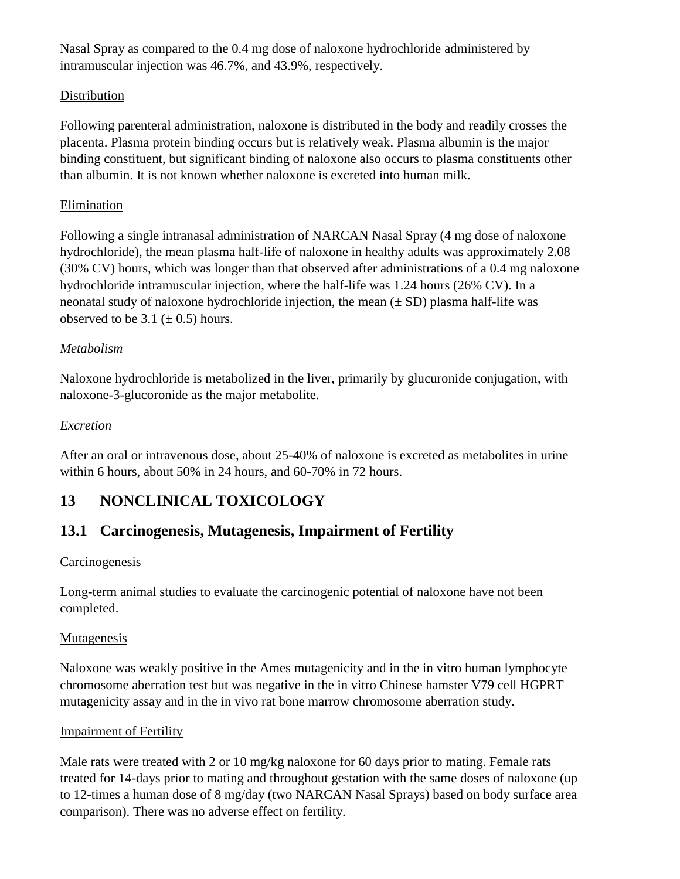Nasal Spray as compared to the 0.4 mg dose of naloxone hydrochloride administered by intramuscular injection was 46.7%, and 43.9%, respectively.

Distribution

Following parenteral administration, naloxone is distributed in the body and readily crosses the placenta. Plasma protein binding occurs but is relatively weak. Plasma albumin is the major binding constituent, but significant binding of naloxone also occurs to plasma constituents other than albumin. It is not known whether naloxone is excreted into human milk.

Elimination

Following a single intranasal administration of NARCAN Nasal Spray (4 mg dose of naloxone hydrochloride), the mean plasma half-life of naloxone in healthy adults was approximately 2.08 (30% CV) hours, which was longer than that observed after administrations of a 0.4 mg naloxone hydrochloride intramuscular injection, where the half-life was 1.24 hours (26% CV). In a neonatal study of naloxone hydrochloride injection, the mean (± SD) plasma half-life was observed to be 3.1 (± 0.5) hours.

*Metabolism*

Naloxone hydrochloride is metabolized in the liver, primarily by glucuronide conjugation, with naloxone-3-glucoronide as the major metabolite.

*Excretion*

After an oral or intravenous dose, about 25-40% of naloxone is excreted as metabolites in urine within 6 hours, about 50% in 24 hours, and 60-70% in 72 hours.

# 13 NONCLINICAL TOXICOLOGY

## 13.1 Carcinogenesis, Mutagenesis, Impairment of Fertility

Carcinogenesis

Long-term animal studies to evaluate the carcinogenic potential of naloxone have not been completed.

Mutagenesis

Naloxone was weakly positive in the Ames mutagenicity and in the in vitro human lymphocyte chromosome aberration test but was negative in the in vitro Chinese hamster V79 cell HGPRT mutagenicity assay and in the in vivo rat bone marrow chromosome aberration study.

Impairment of Fertility

Male rats were treated with 2 or 10 mg/kg naloxone for 60 days prior to mating. Female rats treated for 14-days prior to mating and throughout gestation with the same doses of naloxone (up to 12-times a human dose of 8 mg/day (two NARCAN Nasal Sprays) based on body surface area comparison). There was no adverse effect on fertility.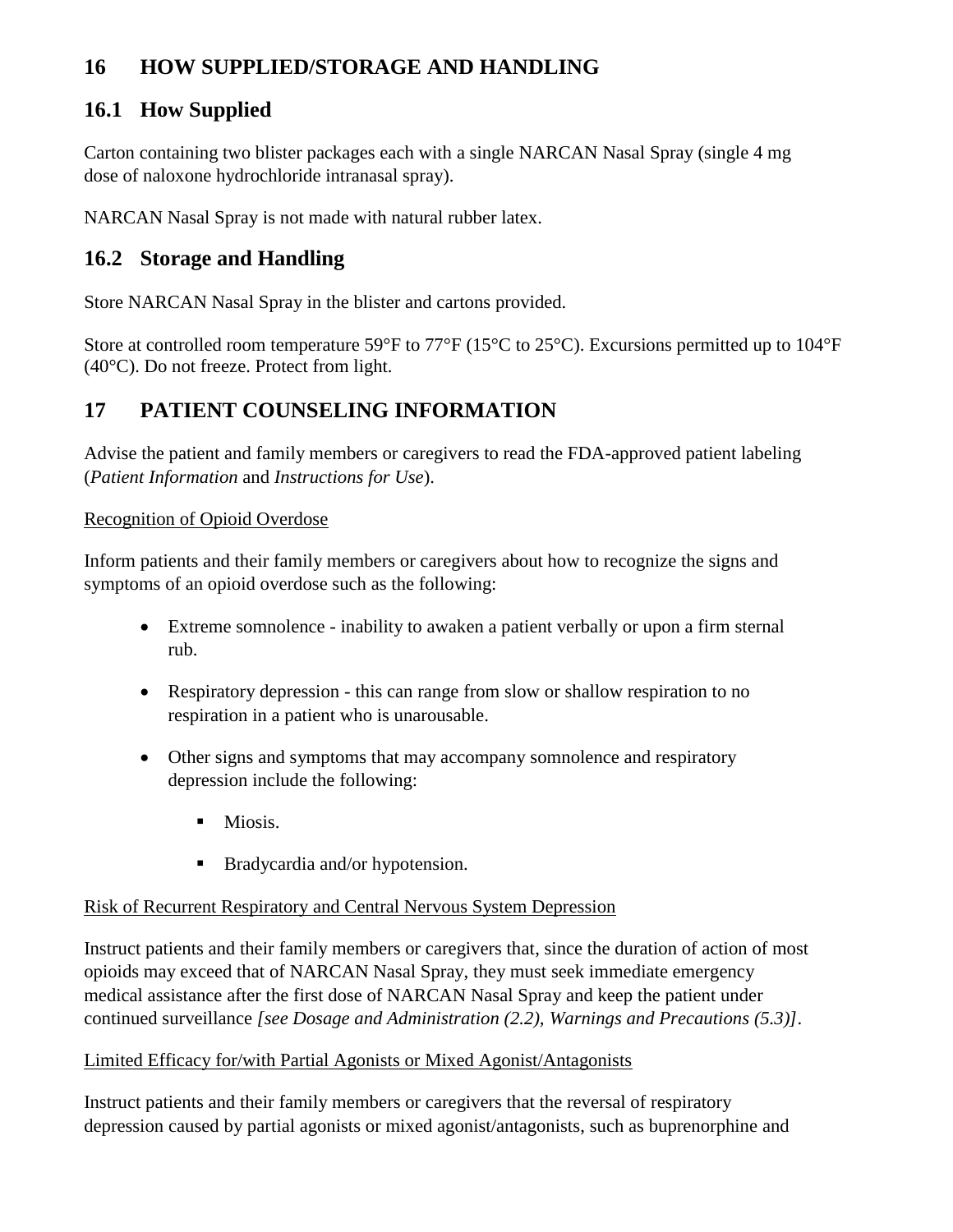## 16 HOW SUPPLIED/STORAGE AND HANDLING

### 16.1 How Supplied

Carton containing two blister packages each with a single NARCAN Nasal Spray (single 4 mg dose of naloxone hydrochloride intranasal spray).

NARCAN Nasal Spray is not made with natural rubber latex.

### 16.2 Storage and Handling

Store NARCAN Nasal Spray in the blister and cartons provided.

Store at controlled room temperature 59°F to 77°F (15°C to 25°C). Excursions permitted up to 104°F (40°C). Do not freeze. Protect from light.

## 17 PATIENT COUNSELING INFORMATION

Advise the patient and family members or caregivers to read the FDA-approved patient labeling (*Patient Information* and *Instructions for Use*).

Recognition of Opioid Overdose

Inform patients and their family members or caregivers about how to recognize the signs and symptoms of an opioid overdose such as the following:

- Extreme somnolence - inability to awaken a patient verbally or upon a firm sternal rub.
- Respiratory depression - this can range from slow or shallow respiration to no respiration in a patient who is unarousable.
- Other signs and symptoms that may accompany somnolence and respiratory depression include the following:
  - Miosis.
  - Bradycardia and/or hypotension.

Risk of Recurrent Respiratory and Central Nervous System Depression

Instruct patients and their family members or caregivers that, since the duration of action of most opioids may exceed that of NARCAN Nasal Spray, they must seek immediate emergency medical assistance after the first dose of NARCAN Nasal Spray and keep the patient under continued surveillance *[see Dosage and Administration (2.2), Warnings and Precautions (5.3)]*.

Limited Efficacy for/with Partial Agonists or Mixed Agonist/Antagonists

Instruct patients and their family members or caregivers that the reversal of respiratory depression caused by partial agonists or mixed agonist/antagonists, such as buprenorphine and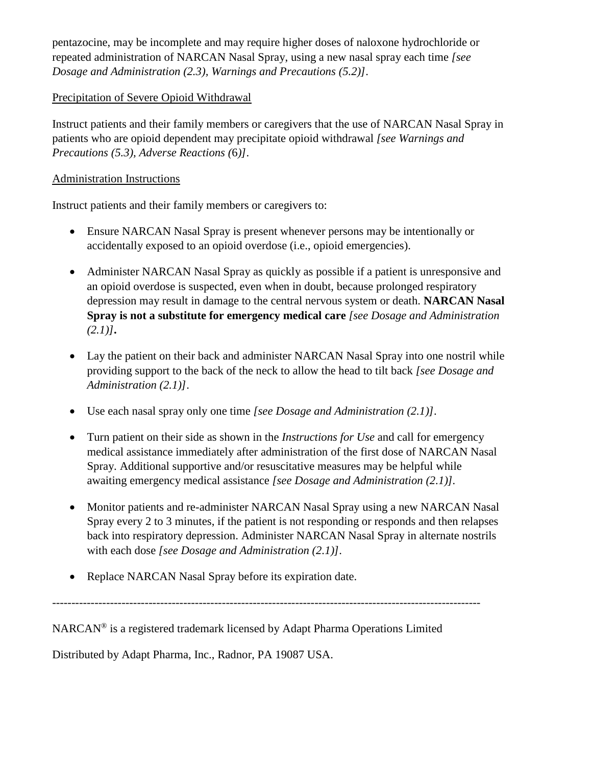pentazocine, may be incomplete and may require higher doses of naloxone hydrochloride or repeated administration of NARCAN Nasal Spray, using a new nasal spray each time *[see Dosage and Administration (2.3), Warnings and Precautions (5.2)]*.

<u>Precipitation of Severe Opioid Withdrawal</u>

Instruct patients and their family members or caregivers that the use of NARCAN Nasal Spray in patients who are opioid dependent may precipitate opioid withdrawal *[see Warnings and Precautions (5.3), Adverse Reactions (6)]*.

<u>Administration Instructions</u>

Instruct patients and their family members or caregivers to:

- Ensure NARCAN Nasal Spray is present whenever persons may be intentionally or accidentally exposed to an opioid overdose (i.e., opioid emergencies).
- Administer NARCAN Nasal Spray as quickly as possible if a patient is unresponsive and an opioid overdose is suspected, even when in doubt, because prolonged respiratory depression may result in damage to the central nervous system or death. **NARCAN Nasal Spray is not a substitute for emergency medical care** *[see Dosage and Administration (2.1)]*.
- Lay the patient on their back and administer NARCAN Nasal Spray into one nostril while providing support to the back of the neck to allow the head to tilt back *[see Dosage and Administration (2.1)]*.
- Use each nasal spray only one time *[see Dosage and Administration (2.1)]*.
- Turn patient on their side as shown in the *Instructions for Use* and call for emergency medical assistance immediately after administration of the first dose of NARCAN Nasal Spray. Additional supportive and/or resuscitative measures may be helpful while awaiting emergency medical assistance *[see Dosage and Administration (2.1)]*.
- Monitor patients and re-administer NARCAN Nasal Spray using a new NARCAN Nasal Spray every 2 to 3 minutes, if the patient is not responding or responds and then relapses back into respiratory depression. Administer NARCAN Nasal Spray in alternate nostrils with each dose *[see Dosage and Administration (2.1)]*.
- Replace NARCAN Nasal Spray before its expiration date.

---

NARCAN® is a registered trademark licensed by Adapt Pharma Operations Limited

Distributed by Adapt Pharma, Inc., Radnor, PA 19087 USA.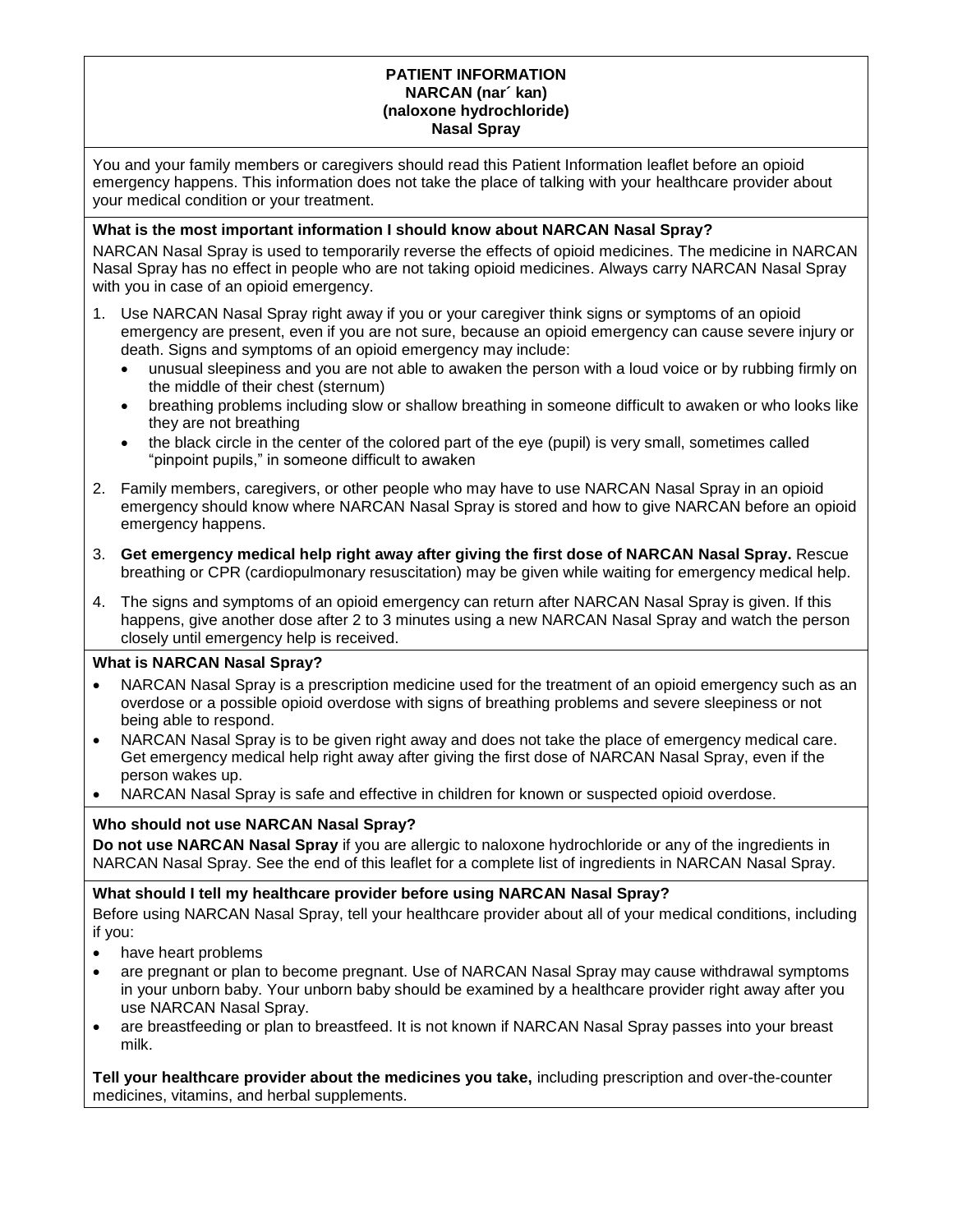**PATIENT INFORMATION**
**NARCAN (nar´ kan)**
**(naloxone hydrochloride)**
**Nasal Spray**

You and your family members or caregivers should read this Patient Information leaflet before an opioid emergency happens. This information does not take the place of talking with your healthcare provider about your medical condition or your treatment.

**What is the most important information I should know about NARCAN Nasal Spray?**

NARCAN Nasal Spray is used to temporarily reverse the effects of opioid medicines. The medicine in NARCAN Nasal Spray has no effect in people who are not taking opioid medicines. Always carry NARCAN Nasal Spray with you in case of an opioid emergency.

1. Use NARCAN Nasal Spray right away if you or your caregiver think signs or symptoms of an opioid emergency are present, even if you are not sure, because an opioid emergency can cause severe injury or death. Signs and symptoms of an opioid emergency may include:
   - unusual sleepiness and you are not able to awaken the person with a loud voice or by rubbing firmly on the middle of their chest (sternum)
   - breathing problems including slow or shallow breathing in someone difficult to awaken or who looks like they are not breathing
   - the black circle in the center of the colored part of the eye (pupil) is very small, sometimes called "pinpoint pupils," in someone difficult to awaken
2. Family members, caregivers, or other people who may have to use NARCAN Nasal Spray in an opioid emergency should know where NARCAN Nasal Spray is stored and how to give NARCAN before an opioid emergency happens.
3. **Get emergency medical help right away after giving the first dose of NARCAN Nasal Spray.** Rescue breathing or CPR (cardiopulmonary resuscitation) may be given while waiting for emergency medical help.
4. The signs and symptoms of an opioid emergency can return after NARCAN Nasal Spray is given. If this happens, give another dose after 2 to 3 minutes using a new NARCAN Nasal Spray and watch the person closely until emergency help is received.

**What is NARCAN Nasal Spray?**

- NARCAN Nasal Spray is a prescription medicine used for the treatment of an opioid emergency such as an overdose or a possible opioid overdose with signs of breathing problems and severe sleepiness or not being able to respond.
- NARCAN Nasal Spray is to be given right away and does not take the place of emergency medical care. Get emergency medical help right away after giving the first dose of NARCAN Nasal Spray, even if the person wakes up.
- NARCAN Nasal Spray is safe and effective in children for known or suspected opioid overdose.

**Who should not use NARCAN Nasal Spray?**

**Do not use NARCAN Nasal Spray** if you are allergic to naloxone hydrochloride or any of the ingredients in NARCAN Nasal Spray. See the end of this leaflet for a complete list of ingredients in NARCAN Nasal Spray.

**What should I tell my healthcare provider before using NARCAN Nasal Spray?**

Before using NARCAN Nasal Spray, tell your healthcare provider about all of your medical conditions, including if you:

- have heart problems
- are pregnant or plan to become pregnant. Use of NARCAN Nasal Spray may cause withdrawal symptoms in your unborn baby. Your unborn baby should be examined by a healthcare provider right away after you use NARCAN Nasal Spray.
- are breastfeeding or plan to breastfeed. It is not known if NARCAN Nasal Spray passes into your breast milk.

**Tell your healthcare provider about the medicines you take,** including prescription and over-the-counter medicines, vitamins, and herbal supplements.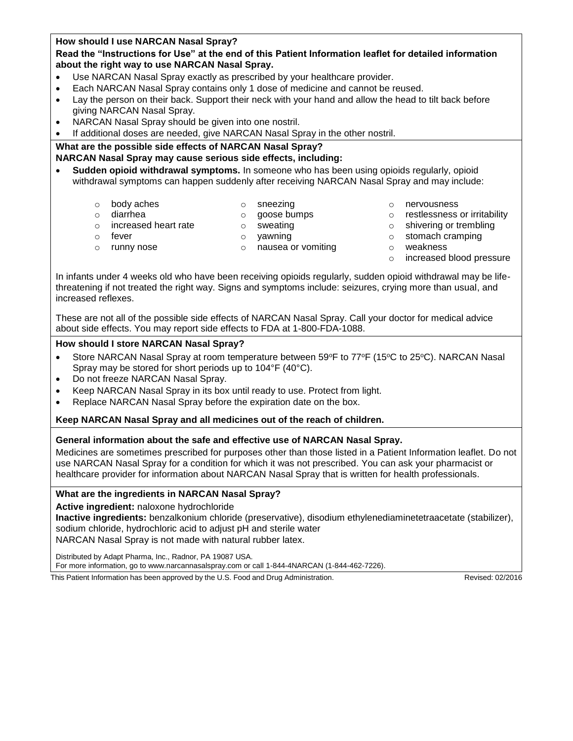**How should I use NARCAN Nasal Spray?**

**Read the "Instructions for Use" at the end of this Patient Information leaflet for detailed information about the right way to use NARCAN Nasal Spray.**

- Use NARCAN Nasal Spray exactly as prescribed by your healthcare provider.
- Each NARCAN Nasal Spray contains only 1 dose of medicine and cannot be reused.
- Lay the person on their back. Support their neck with your hand and allow the head to tilt back before giving NARCAN Nasal Spray.
- NARCAN Nasal Spray should be given into one nostril.
- If additional doses are needed, give NARCAN Nasal Spray in the other nostril.

**What are the possible side effects of NARCAN Nasal Spray?**

**NARCAN Nasal Spray may cause serious side effects, including:**

- **Sudden opioid withdrawal symptoms.** In someone who has been using opioids regularly, opioid withdrawal symptoms can happen suddenly after receiving NARCAN Nasal Spray and may include:
  - body aches
  - diarrhea
  - increased heart rate
  - fever
  - runny nose
  - sneezing
  - goose bumps
  - sweating
  - yawning
  - nausea or vomiting
  - nervousness
  - restlessness or irritability
  - shivering or trembling
  - stomach cramping
  - weakness
  - increased blood pressure

In infants under 4 weeks old who have been receiving opioids regularly, sudden opioid withdrawal may be life-threatening if not treated the right way. Signs and symptoms include: seizures, crying more than usual, and increased reflexes.

These are not all of the possible side effects of NARCAN Nasal Spray. Call your doctor for medical advice about side effects. You may report side effects to FDA at 1-800-FDA-1088.

**How should I store NARCAN Nasal Spray?**

- Store NARCAN Nasal Spray at room temperature between 59ºF to 77ºF (15ºC to 25ºC). NARCAN Nasal Spray may be stored for short periods up to 104°F (40°C).
- Do not freeze NARCAN Nasal Spray.
- Keep NARCAN Nasal Spray in its box until ready to use. Protect from light.
- Replace NARCAN Nasal Spray before the expiration date on the box.

**Keep NARCAN Nasal Spray and all medicines out of the reach of children.**

**General information about the safe and effective use of NARCAN Nasal Spray.**

Medicines are sometimes prescribed for purposes other than those listed in a Patient Information leaflet. Do not use NARCAN Nasal Spray for a condition for which it was not prescribed. You can ask your pharmacist or healthcare provider for information about NARCAN Nasal Spray that is written for health professionals.

**What are the ingredients in NARCAN Nasal Spray?**

**Active ingredient:** naloxone hydrochloride

**Inactive ingredients:** benzalkonium chloride (preservative), disodium ethylenediaminetetraacetate (stabilizer), sodium chloride, hydrochloric acid to adjust pH and sterile water

NARCAN Nasal Spray is not made with natural rubber latex.

Distributed by Adapt Pharma, Inc., Radnor, PA 19087 USA.
For more information, go to www.narcannasalspray.com or call 1-844-4NARCAN (1-844-462-7226).

This Patient Information has been approved by the U.S. Food and Drug Administration. Revised: 02/2016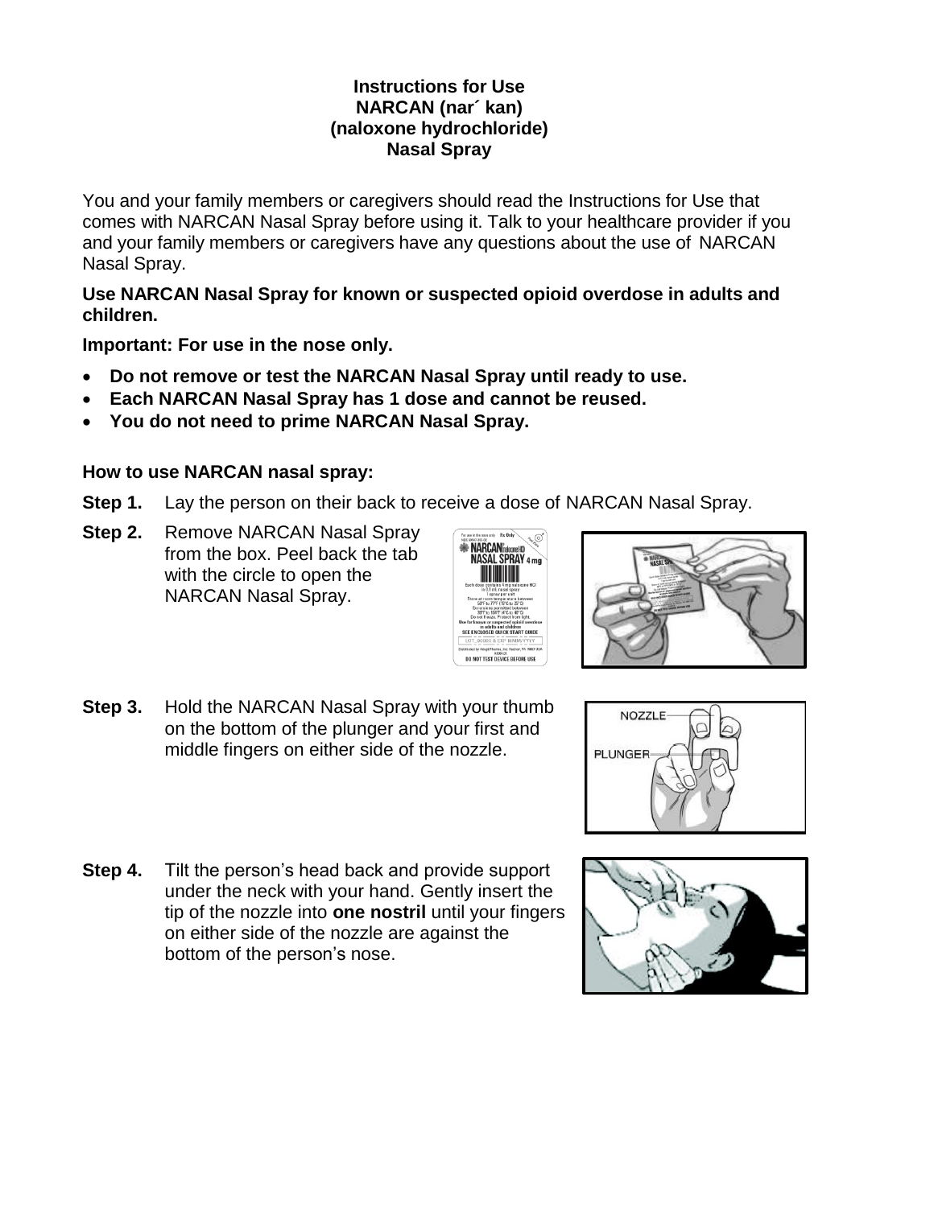**Instructions for Use**
**NARCAN (nar´ kan)**
**(naloxone hydrochloride)**
**Nasal Spray**

You and your family members or caregivers should read the Instructions for Use that comes with NARCAN Nasal Spray before using it. Talk to your healthcare provider if you and your family members or caregivers have any questions about the use of NARCAN Nasal Spray.

**Use NARCAN Nasal Spray for known or suspected opioid overdose in adults and children.**

**Important: For use in the nose only.**

- **Do not remove or test the NARCAN Nasal Spray until ready to use.**
- **Each NARCAN Nasal Spray has 1 dose and cannot be reused.**
- **You do not need to prime NARCAN Nasal Spray.**

**How to use NARCAN nasal spray:**

**Step 1.** Lay the person on their back to receive a dose of NARCAN Nasal Spray.

**Step 2.** Remove NARCAN Nasal Spray from the box. Peel back the tab with the circle to open the NARCAN Nasal Spray.

**Step 3.** Hold the NARCAN Nasal Spray with your thumb on the bottom of the plunger and your first and middle fingers on either side of the nozzle.

**Step 4.** Tilt the person's head back and provide support under the neck with your hand. Gently insert the tip of the nozzle into **one nostril** until your fingers on either side of the nozzle are against the bottom of the person's nose.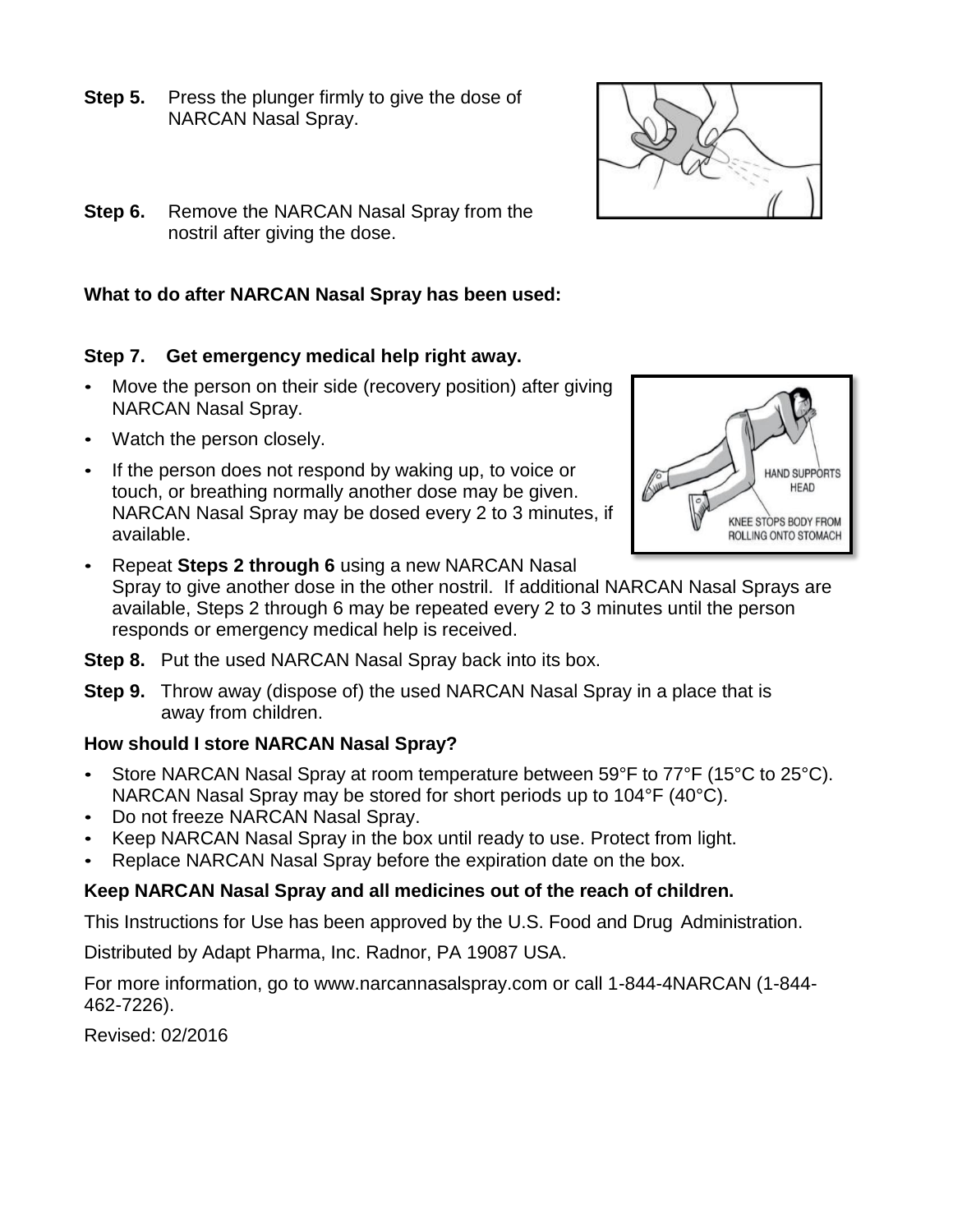**Step 5.** Press the plunger firmly to give the dose of NARCAN Nasal Spray.

**Step 6.** Remove the NARCAN Nasal Spray from the nostril after giving the dose.

**What to do after NARCAN Nasal Spray has been used:**

**Step 7. Get emergency medical help right away.**

- Move the person on their side (recovery position) after giving NARCAN Nasal Spray.
- Watch the person closely.
- If the person does not respond by waking up, to voice or touch, or breathing normally another dose may be given. NARCAN Nasal Spray may be dosed every 2 to 3 minutes, if available.
- Repeat **Steps 2 through 6** using a new NARCAN Nasal Spray to give another dose in the other nostril. If additional NARCAN Nasal Sprays are available, Steps 2 through 6 may be repeated every 2 to 3 minutes until the person responds or emergency medical help is received.

HAND SUPPORTS HEAD

KNEE STOPS BODY FROM ROLLING ONTO STOMACH

**Step 8.** Put the used NARCAN Nasal Spray back into its box.

**Step 9.** Throw away (dispose of) the used NARCAN Nasal Spray in a place that is away from children.

**How should I store NARCAN Nasal Spray?**

- Store NARCAN Nasal Spray at room temperature between 59°F to 77°F (15°C to 25°C). NARCAN Nasal Spray may be stored for short periods up to 104°F (40°C).
- Do not freeze NARCAN Nasal Spray.
- Keep NARCAN Nasal Spray in the box until ready to use. Protect from light.
- Replace NARCAN Nasal Spray before the expiration date on the box.

**Keep NARCAN Nasal Spray and all medicines out of the reach of children.**

This Instructions for Use has been approved by the U.S. Food and Drug Administration.

Distributed by Adapt Pharma, Inc. Radnor, PA 19087 USA.

For more information, go to www.narcannasalspray.com or call 1-844-4NARCAN (1-844-462-7226).

Revised: 02/2016